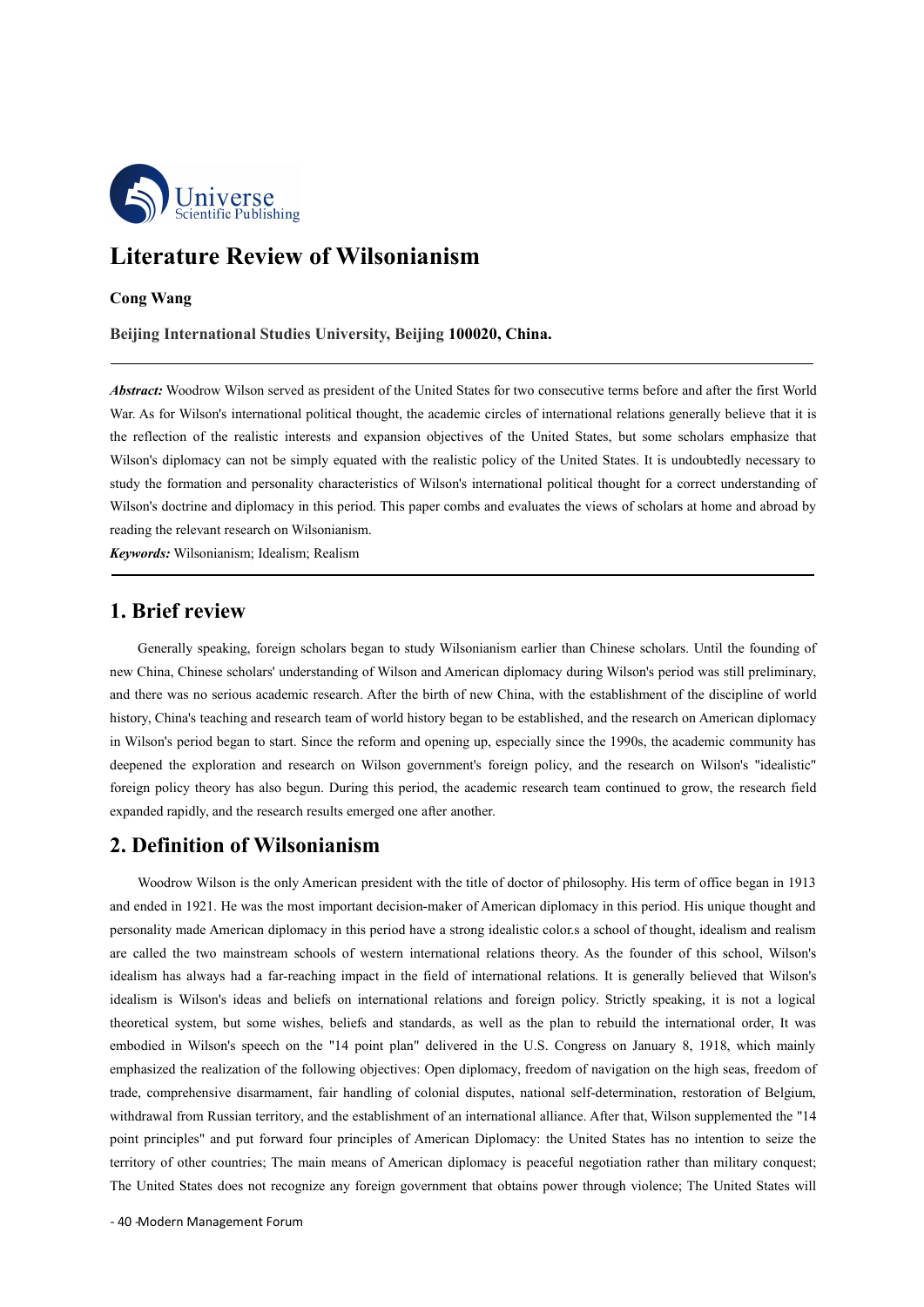# Literature Review of Wilsonianism

**Cong Wang**

**Beijing International Studies University, Beijing 100020, China.**

***Abstract:*** Woodrow Wilson served as president of the United States for two consecutive terms before and after the first World War. As for Wilson's international political thought, the academic circles of international relations generally believe that it is the reflection of the realistic interests and expansion objectives of the United States, but some scholars emphasize that Wilson's diplomacy can not be simply equated with the realistic policy of the United States. It is undoubtedly necessary to study the formation and personality characteristics of Wilson's international political thought for a correct understanding of Wilson's doctrine and diplomacy in this period. This paper combs and evaluates the views of scholars at home and abroad by reading the relevant research on Wilsonianism.

***Keywords:*** Wilsonianism; Idealism; Realism

## 1. Brief review

Generally speaking, foreign scholars began to study Wilsonianism earlier than Chinese scholars. Until the founding of new China, Chinese scholars' understanding of Wilson and American diplomacy during Wilson's period was still preliminary, and there was no serious academic research. After the birth of new China, with the establishment of the discipline of world history, China's teaching and research team of world history began to be established, and the research on American diplomacy in Wilson's period began to start. Since the reform and opening up, especially since the 1990s, the academic community has deepened the exploration and research on Wilson government's foreign policy, and the research on Wilson's "idealistic" foreign policy theory has also begun. During this period, the academic research team continued to grow, the research field expanded rapidly, and the research results emerged one after another.

## 2. Definition of Wilsonianism

Woodrow Wilson is the only American president with the title of doctor of philosophy. His term of office began in 1913 and ended in 1921. He was the most important decision-maker of American diplomacy in this period. His unique thought and personality made American diplomacy in this period have a strong idealistic color.s a school of thought, idealism and realism are called the two mainstream schools of western international relations theory. As the founder of this school, Wilson's idealism has always had a far-reaching impact in the field of international relations. It is generally believed that Wilson's idealism is Wilson's ideas and beliefs on international relations and foreign policy. Strictly speaking, it is not a logical theoretical system, but some wishes, beliefs and standards, as well as the plan to rebuild the international order, It was embodied in Wilson's speech on the "14 point plan" delivered in the U.S. Congress on January 8, 1918, which mainly emphasized the realization of the following objectives: Open diplomacy, freedom of navigation on the high seas, freedom of trade, comprehensive disarmament, fair handling of colonial disputes, national self-determination, restoration of Belgium, withdrawal from Russian territory, and the establishment of an international alliance. After that, Wilson supplemented the "14 point principles" and put forward four principles of American Diplomacy: the United States has no intention to seize the territory of other countries; The main means of American diplomacy is peaceful negotiation rather than military conquest; The United States does not recognize any foreign government that obtains power through violence; The United States will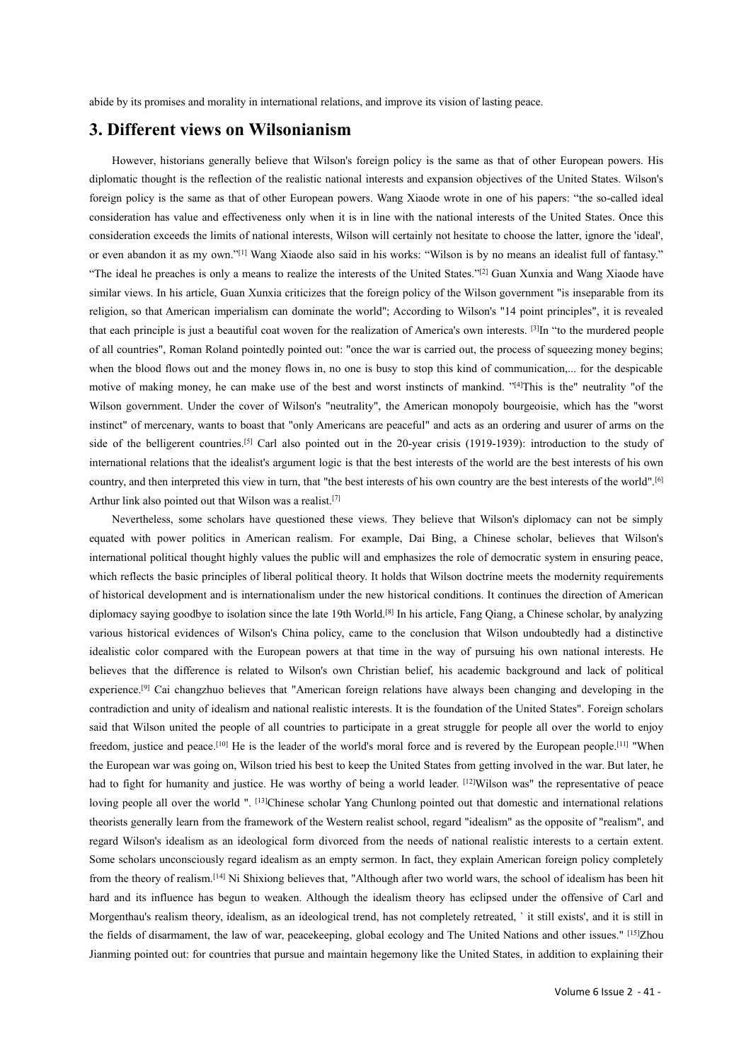abide by its promises and morality in international relations, and improve its vision of lasting peace.

## 3. Different views on Wilsonianism

However, historians generally believe that Wilson's foreign policy is the same as that of other European powers. His diplomatic thought is the reflection of the realistic national interests and expansion objectives of the United States. Wilson's foreign policy is the same as that of other European powers. Wang Xiaode wrote in one of his papers: "the so-called ideal consideration has value and effectiveness only when it is in line with the national interests of the United States. Once this consideration exceeds the limits of national interests, Wilson will certainly not hesitate to choose the latter, ignore the 'ideal', or even abandon it as my own."[1] Wang Xiaode also said in his works: "Wilson is by no means an idealist full of fantasy." "The ideal he preaches is only a means to realize the interests of the United States."[2] Guan Xunxia and Wang Xiaode have similar views. In his article, Guan Xunxia criticizes that the foreign policy of the Wilson government "is inseparable from its religion, so that American imperialism can dominate the world"; According to Wilson's "14 point principles", it is revealed that each principle is just a beautiful coat woven for the realization of America's own interests. [3]In "to the murdered people of all countries", Roman Roland pointedly pointed out: "once the war is carried out, the process of squeezing money begins; when the blood flows out and the money flows in, no one is busy to stop this kind of communication,... for the despicable motive of making money, he can make use of the best and worst instincts of mankind. "[4]This is the" neutrality "of the Wilson government. Under the cover of Wilson's "neutrality", the American monopoly bourgeoisie, which has the "worst instinct" of mercenary, wants to boast that "only Americans are peaceful" and acts as an ordering and usurer of arms on the side of the belligerent countries.[5] Carl also pointed out in the 20-year crisis (1919-1939): introduction to the study of international relations that the idealist's argument logic is that the best interests of the world are the best interests of his own country, and then interpreted this view in turn, that "the best interests of his own country are the best interests of the world".[6] Arthur link also pointed out that Wilson was a realist.[7]

Nevertheless, some scholars have questioned these views. They believe that Wilson's diplomacy can not be simply equated with power politics in American realism. For example, Dai Bing, a Chinese scholar, believes that Wilson's international political thought highly values the public will and emphasizes the role of democratic system in ensuring peace, which reflects the basic principles of liberal political theory. It holds that Wilson doctrine meets the modernity requirements of historical development and is internationalism under the new historical conditions. It continues the direction of American diplomacy saying goodbye to isolation since the late 19th World.[8] In his article, Fang Qiang, a Chinese scholar, by analyzing various historical evidences of Wilson's China policy, came to the conclusion that Wilson undoubtedly had a distinctive idealistic color compared with the European powers at that time in the way of pursuing his own national interests. He believes that the difference is related to Wilson's own Christian belief, his academic background and lack of political experience.[9] Cai changzhuo believes that "American foreign relations have always been changing and developing in the contradiction and unity of idealism and national realistic interests. It is the foundation of the United States". Foreign scholars said that Wilson united the people of all countries to participate in a great struggle for people all over the world to enjoy freedom, justice and peace.[10] He is the leader of the world's moral force and is revered by the European people.[11] "When the European war was going on, Wilson tried his best to keep the United States from getting involved in the war. But later, he had to fight for humanity and justice. He was worthy of being a world leader. [12]Wilson was" the representative of peace loving people all over the world ". [13]Chinese scholar Yang Chunlong pointed out that domestic and international relations theorists generally learn from the framework of the Western realist school, regard "idealism" as the opposite of "realism", and regard Wilson's idealism as an ideological form divorced from the needs of national realistic interests to a certain extent. Some scholars unconsciously regard idealism as an empty sermon. In fact, they explain American foreign policy completely from the theory of realism.[14] Ni Shixiong believes that, "Although after two world wars, the school of idealism has been hit hard and its influence has begun to weaken. Although the idealism theory has eclipsed under the offensive of Carl and Morgenthau's realism theory, idealism, as an ideological trend, has not completely retreated, ` it still exists', and it is still in the fields of disarmament, the law of war, peacekeeping, global ecology and The United Nations and other issues." [15]Zhou Jianming pointed out: for countries that pursue and maintain hegemony like the United States, in addition to explaining their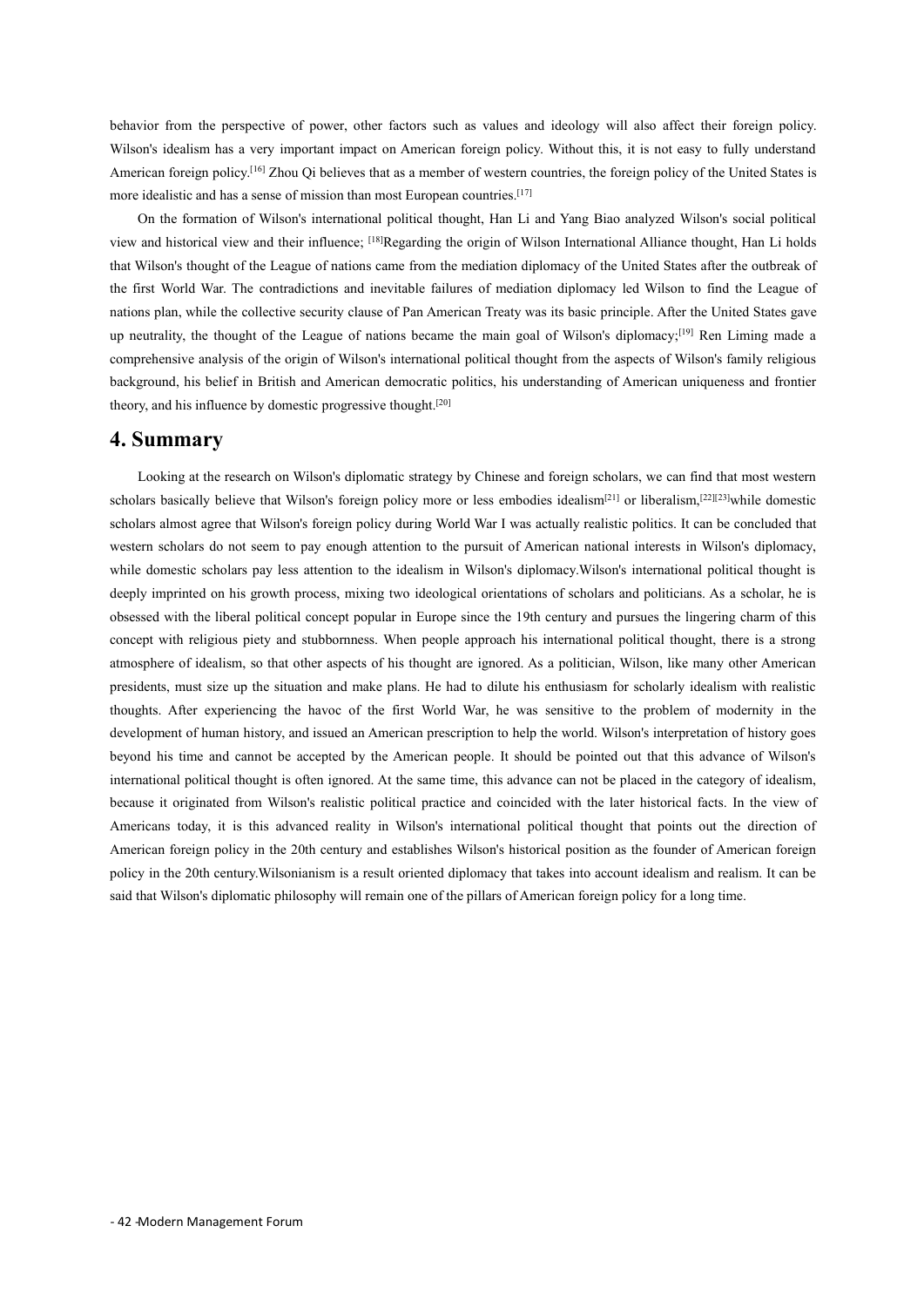behavior from the perspective of power, other factors such as values and ideology will also affect their foreign policy. Wilson's idealism has a very important impact on American foreign policy. Without this, it is not easy to fully understand American foreign policy.[16] Zhou Qi believes that as a member of western countries, the foreign policy of the United States is more idealistic and has a sense of mission than most European countries.[17]

On the formation of Wilson's international political thought, Han Li and Yang Biao analyzed Wilson's social political view and historical view and their influence; [18]Regarding the origin of Wilson International Alliance thought, Han Li holds that Wilson's thought of the League of nations came from the mediation diplomacy of the United States after the outbreak of the first World War. The contradictions and inevitable failures of mediation diplomacy led Wilson to find the League of nations plan, while the collective security clause of Pan American Treaty was its basic principle. After the United States gave up neutrality, the thought of the League of nations became the main goal of Wilson's diplomacy;[19] Ren Liming made a comprehensive analysis of the origin of Wilson's international political thought from the aspects of Wilson's family religious background, his belief in British and American democratic politics, his understanding of American uniqueness and frontier theory, and his influence by domestic progressive thought.[20]

## 4. Summary

Looking at the research on Wilson's diplomatic strategy by Chinese and foreign scholars, we can find that most western scholars basically believe that Wilson's foreign policy more or less embodies idealism[21] or liberalism,[22][23]while domestic scholars almost agree that Wilson's foreign policy during World War I was actually realistic politics. It can be concluded that western scholars do not seem to pay enough attention to the pursuit of American national interests in Wilson's diplomacy, while domestic scholars pay less attention to the idealism in Wilson's diplomacy.Wilson's international political thought is deeply imprinted on his growth process, mixing two ideological orientations of scholars and politicians. As a scholar, he is obsessed with the liberal political concept popular in Europe since the 19th century and pursues the lingering charm of this concept with religious piety and stubbornness. When people approach his international political thought, there is a strong atmosphere of idealism, so that other aspects of his thought are ignored. As a politician, Wilson, like many other American presidents, must size up the situation and make plans. He had to dilute his enthusiasm for scholarly idealism with realistic thoughts. After experiencing the havoc of the first World War, he was sensitive to the problem of modernity in the development of human history, and issued an American prescription to help the world. Wilson's interpretation of history goes beyond his time and cannot be accepted by the American people. It should be pointed out that this advance of Wilson's international political thought is often ignored. At the same time, this advance can not be placed in the category of idealism, because it originated from Wilson's realistic political practice and coincided with the later historical facts. In the view of Americans today, it is this advanced reality in Wilson's international political thought that points out the direction of American foreign policy in the 20th century and establishes Wilson's historical position as the founder of American foreign policy in the 20th century.Wilsonianism is a result oriented diplomacy that takes into account idealism and realism. It can be said that Wilson's diplomatic philosophy will remain one of the pillars of American foreign policy for a long time.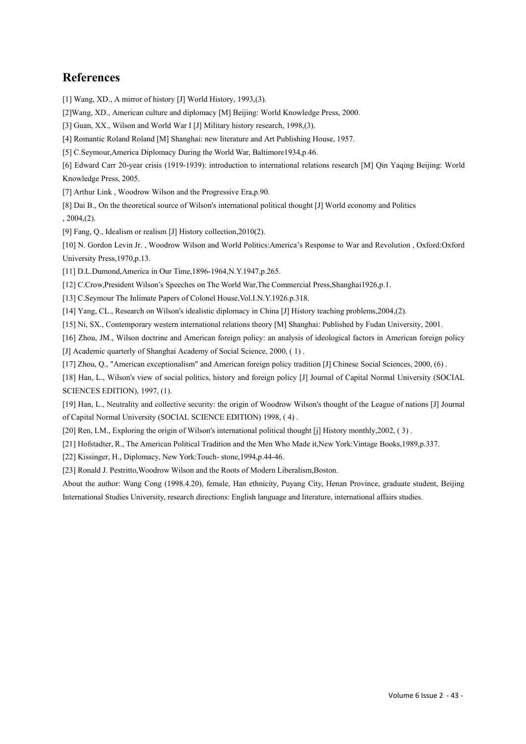## References

[1] Wang, XD., A mirror of history [J] World History, 1993,(3).

[2]Wang, XD., American culture and diplomacy [M] Beijing: World Knowledge Press, 2000.

[3] Guan, XX., Wilson and World War I [J] Military history research, 1998,(3).

[4] Romantic Roland Roland [M] Shanghai: new literature and Art Publishing House, 1957.

[5] C.Seymour,America Diplomacy During the World War, Baltimore1934,p.46.

[6] Edward Carr 20-year crisis (1919-1939): introduction to international relations research [M] Qin Yaqing Beijing: World Knowledge Press, 2005.

[7] Arthur Link , Woodrow Wilson and the Progressive Era,p.90.

[8] Dai B., On the theoretical source of Wilson's international political thought [J] World economy and Politics , 2004,(2).

[9] Fang, Q., Idealism or realism [J] History collection,2010(2).

[10] N. Gordon Levin Jr. , Woodrow Wilson and World Politics:America's Response to War and Revolution , Oxford:Oxford University Press,1970,p.13.

[11] D.L.Dumond,America in Our Time,1896-1964,N.Y.1947,p.265.

[12] C.Crow,President Wilson's Speeches on The World War,The Commercial Press,Shanghai1926,p.1.

[13] C.Seymour The Inlimate Papers of Colonel House,Vol.I.N.Y.1926.p.318.

[14] Yang, CL., Research on Wilson's idealistic diplomacy in China [J] History teaching problems,2004,(2).

[15] Ni, SX., Contemporary western international relations theory [M] Shanghai: Published by Fudan University, 2001.

[16] Zhou, JM., Wilson doctrine and American foreign policy: an analysis of ideological factors in American foreign policy [J] Academic quarterly of Shanghai Academy of Social Science, 2000, ( 1) .

[17] Zhou, Q., "American exceptionalism" and American foreign policy tradition [J] Chinese Social Sciences, 2000, (6) .

[18] Han, L., Wilson's view of social politics, history and foreign policy [J] Journal of Capital Normal University (SOCIAL SCIENCES EDITION), 1997, (1).

[19] Han, L., Neutrality and collective security: the origin of Woodrow Wilson's thought of the League of nations [J] Journal of Capital Normal University (SOCIAL SCIENCE EDITION) 1998, ( 4) .

[20] Ren, LM., Exploring the origin of Wilson's international political thought [j] History monthly,2002, ( 3) .

[21] Hofstadter, R., The American Political Tradition and the Men Who Made it,New York:Vintage Books,1989,p.337.

[22] Kissinger, H., Diplomacy, New York:Touch- stone,1994,p.44-46.

[23] Ronald J. Pestritto,Woodrow Wilson and the Roots of Modern Liberalism,Boston.

About the author: Wang Cong (1998.4.20), female, Han ethnicity, Puyang City, Henan Province, graduate student, Beijing International Studies University, research directions: English language and literature, international affairs studies.